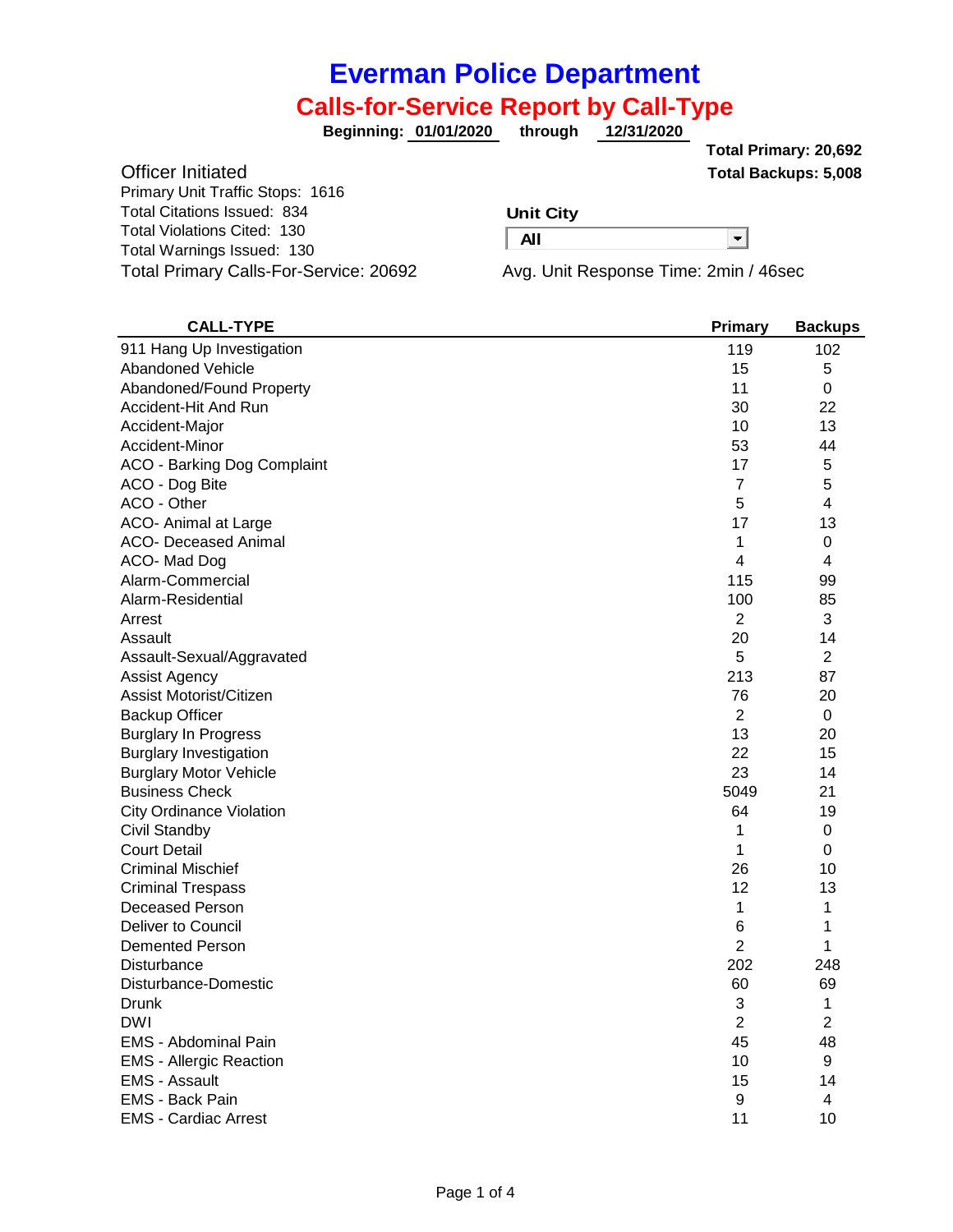# Everman Police Department

## Calls-for-Service Report by Call-Type

**Beginning: 01/01/2020 through 12/31/2020**

**Total Primary: 20,692**
**Total Backups: 5,008**

### Officer Initiated

Primary Unit Traffic Stops: 1616
Total Citations Issued: 834
Total Violations Cited: 130
Total Warnings Issued: 130
Total Primary Calls-For-Service: 20692

**Unit City**

All

Avg. Unit Response Time: 2min / 46sec

| CALL-TYPE | Primary | Backups |
|---|---|---|
| 911 Hang Up Investigation | 119 | 102 |
| Abandoned Vehicle | 15 | 5 |
| Abandoned/Found Property | 11 | 0 |
| Accident-Hit And Run | 30 | 22 |
| Accident-Major | 10 | 13 |
| Accident-Minor | 53 | 44 |
| ACO - Barking Dog Complaint | 17 | 5 |
| ACO - Dog Bite | 7 | 5 |
| ACO - Other | 5 | 4 |
| ACO- Animal at Large | 17 | 13 |
| ACO- Deceased Animal | 1 | 0 |
| ACO- Mad Dog | 4 | 4 |
| Alarm-Commercial | 115 | 99 |
| Alarm-Residential | 100 | 85 |
| Arrest | 2 | 3 |
| Assault | 20 | 14 |
| Assault-Sexual/Aggravated | 5 | 2 |
| Assist Agency | 213 | 87 |
| Assist Motorist/Citizen | 76 | 20 |
| Backup Officer | 2 | 0 |
| Burglary In Progress | 13 | 20 |
| Burglary Investigation | 22 | 15 |
| Burglary Motor Vehicle | 23 | 14 |
| Business Check | 5049 | 21 |
| City Ordinance Violation | 64 | 19 |
| Civil Standby | 1 | 0 |
| Court Detail | 1 | 0 |
| Criminal Mischief | 26 | 10 |
| Criminal Trespass | 12 | 13 |
| Deceased Person | 1 | 1 |
| Deliver to Council | 6 | 1 |
| Demented Person | 2 | 1 |
| Disturbance | 202 | 248 |
| Disturbance-Domestic | 60 | 69 |
| Drunk | 3 | 1 |
| DWI | 2 | 2 |
| EMS - Abdominal Pain | 45 | 48 |
| EMS - Allergic Reaction | 10 | 9 |
| EMS - Assault | 15 | 14 |
| EMS - Back Pain | 9 | 4 |
| EMS - Cardiac Arrest | 11 | 10 |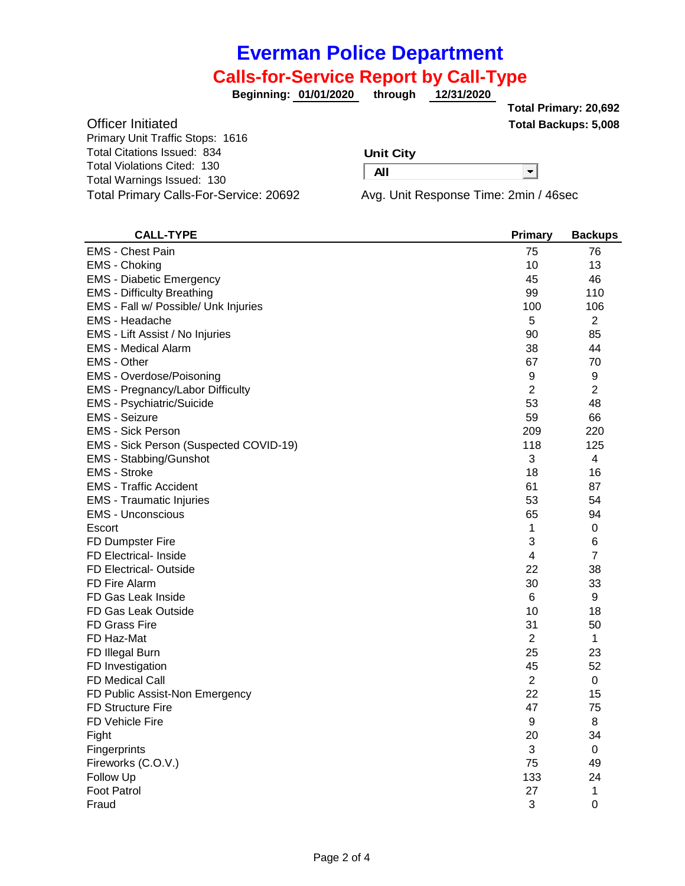# Everman Police Department

## Calls-for-Service Report by Call-Type

**Beginning: 01/01/2020 through 12/31/2020**

**Total Primary: 20,692**
**Total Backups: 5,008**

Officer Initiated
Primary Unit Traffic Stops: 1616
Total Citations Issued: 834
Total Violations Cited: 130
Total Warnings Issued: 130
Total Primary Calls-For-Service: 20692

**Unit City**
All

Avg. Unit Response Time: 2min / 46sec

| CALL-TYPE | Primary | Backups |
|---|---|---|
| EMS - Chest Pain | 75 | 76 |
| EMS - Choking | 10 | 13 |
| EMS - Diabetic Emergency | 45 | 46 |
| EMS - Difficulty Breathing | 99 | 110 |
| EMS - Fall w/ Possible/ Unk Injuries | 100 | 106 |
| EMS - Headache | 5 | 2 |
| EMS - Lift Assist / No Injuries | 90 | 85 |
| EMS - Medical Alarm | 38 | 44 |
| EMS - Other | 67 | 70 |
| EMS - Overdose/Poisoning | 9 | 9 |
| EMS - Pregnancy/Labor Difficulty | 2 | 2 |
| EMS - Psychiatric/Suicide | 53 | 48 |
| EMS - Seizure | 59 | 66 |
| EMS - Sick Person | 209 | 220 |
| EMS - Sick Person (Suspected COVID-19) | 118 | 125 |
| EMS - Stabbing/Gunshot | 3 | 4 |
| EMS - Stroke | 18 | 16 |
| EMS - Traffic Accident | 61 | 87 |
| EMS - Traumatic Injuries | 53 | 54 |
| EMS - Unconscious | 65 | 94 |
| Escort | 1 | 0 |
| FD Dumpster Fire | 3 | 6 |
| FD Electrical- Inside | 4 | 7 |
| FD Electrical- Outside | 22 | 38 |
| FD Fire Alarm | 30 | 33 |
| FD Gas Leak Inside | 6 | 9 |
| FD Gas Leak Outside | 10 | 18 |
| FD Grass Fire | 31 | 50 |
| FD Haz-Mat | 2 | 1 |
| FD Illegal Burn | 25 | 23 |
| FD Investigation | 45 | 52 |
| FD Medical Call | 2 | 0 |
| FD Public Assist-Non Emergency | 22 | 15 |
| FD Structure Fire | 47 | 75 |
| FD Vehicle Fire | 9 | 8 |
| Fight | 20 | 34 |
| Fingerprints | 3 | 0 |
| Fireworks (C.O.V.) | 75 | 49 |
| Follow Up | 133 | 24 |
| Foot Patrol | 27 | 1 |
| Fraud | 3 | 0 |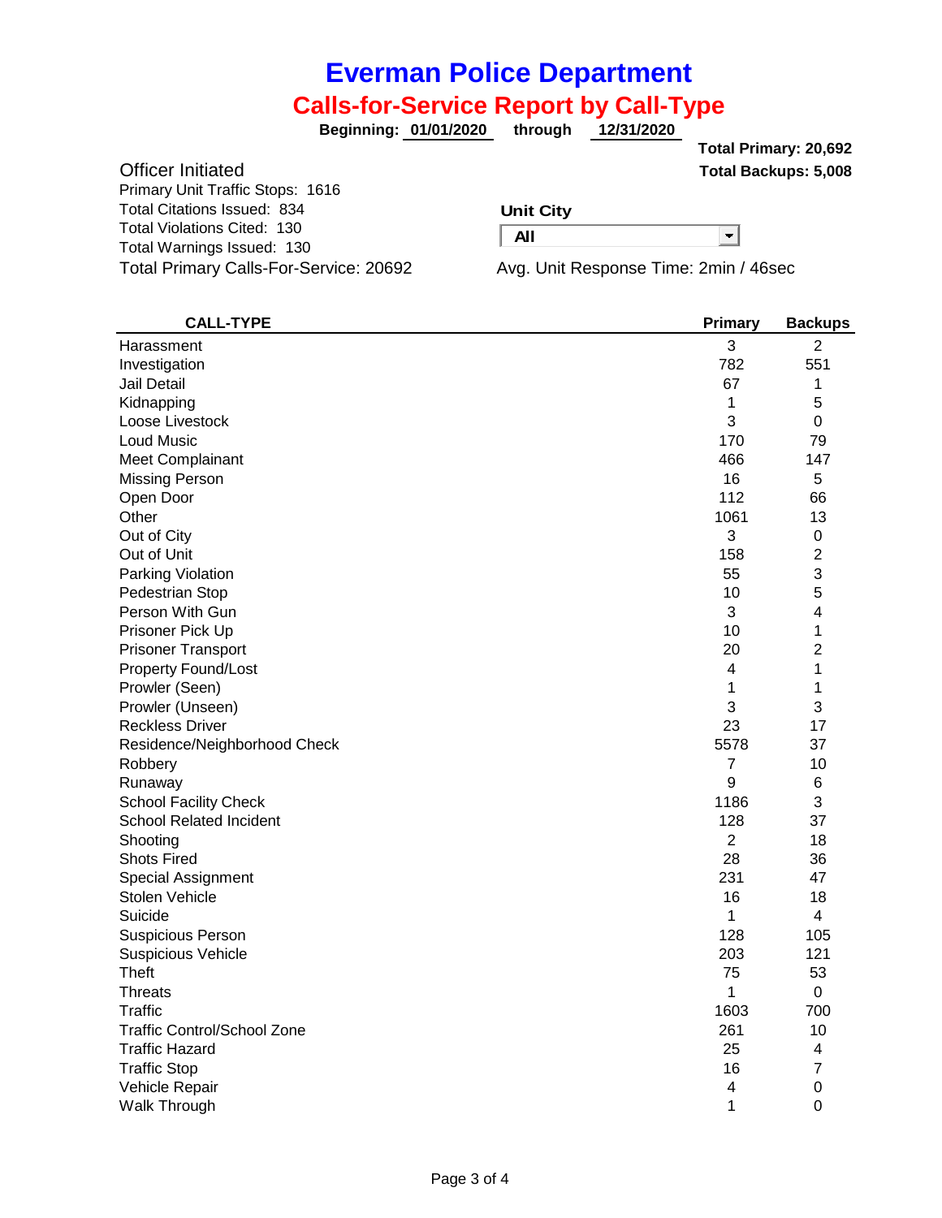# Everman Police Department

## Calls-for-Service Report by Call-Type

**Beginning: 01/01/2020 through 12/31/2020**

**Total Primary: 20,692**
**Total Backups: 5,008**

Officer Initiated

Primary Unit Traffic Stops: 1616
Total Citations Issued: 834
Total Violations Cited: 130
Total Warnings Issued: 130
Total Primary Calls-For-Service: 20692

**Unit City**

**All**

Avg. Unit Response Time: 2min / 46sec

| CALL-TYPE | Primary | Backups |
|---|---|---|
| Harassment | 3 | 2 |
| Investigation | 782 | 551 |
| Jail Detail | 67 | 1 |
| Kidnapping | 1 | 5 |
| Loose Livestock | 3 | 0 |
| Loud Music | 170 | 79 |
| Meet Complainant | 466 | 147 |
| Missing Person | 16 | 5 |
| Open Door | 112 | 66 |
| Other | 1061 | 13 |
| Out of City | 3 | 0 |
| Out of Unit | 158 | 2 |
| Parking Violation | 55 | 3 |
| Pedestrian Stop | 10 | 5 |
| Person With Gun | 3 | 4 |
| Prisoner Pick Up | 10 | 1 |
| Prisoner Transport | 20 | 2 |
| Property Found/Lost | 4 | 1 |
| Prowler (Seen) | 1 | 1 |
| Prowler (Unseen) | 3 | 3 |
| Reckless Driver | 23 | 17 |
| Residence/Neighborhood Check | 5578 | 37 |
| Robbery | 7 | 10 |
| Runaway | 9 | 6 |
| School Facility Check | 1186 | 3 |
| School Related Incident | 128 | 37 |
| Shooting | 2 | 18 |
| Shots Fired | 28 | 36 |
| Special Assignment | 231 | 47 |
| Stolen Vehicle | 16 | 18 |
| Suicide | 1 | 4 |
| Suspicious Person | 128 | 105 |
| Suspicious Vehicle | 203 | 121 |
| Theft | 75 | 53 |
| Threats | 1 | 0 |
| Traffic | 1603 | 700 |
| Traffic Control/School Zone | 261 | 10 |
| Traffic Hazard | 25 | 4 |
| Traffic Stop | 16 | 7 |
| Vehicle Repair | 4 | 0 |
| Walk Through | 1 | 0 |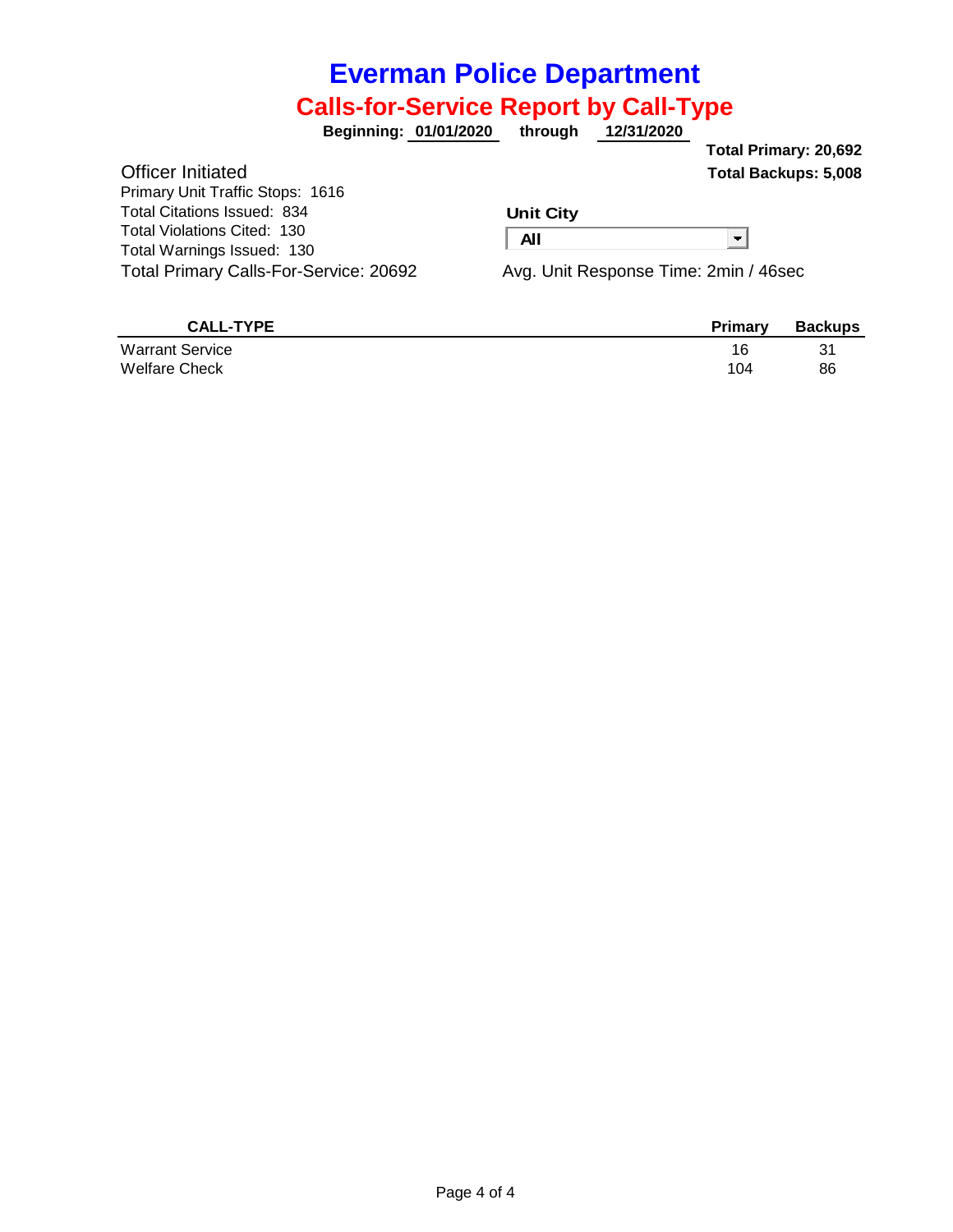# Everman Police Department

## Calls-for-Service Report by Call-Type

**Beginning: 01/01/2020 through 12/31/2020**

**Total Primary: 20,692**
**Total Backups: 5,008**

Officer Initiated
Primary Unit Traffic Stops: 1616
Total Citations Issued: 834
Total Violations Cited: 130
Total Warnings Issued: 130
Total Primary Calls-For-Service: 20692

**Unit City**
**All**

Avg. Unit Response Time: 2min / 46sec

| CALL-TYPE | Primary | Backups |
|---|---|---|
| Warrant Service | 16 | 31 |
| Welfare Check | 104 | 86 |